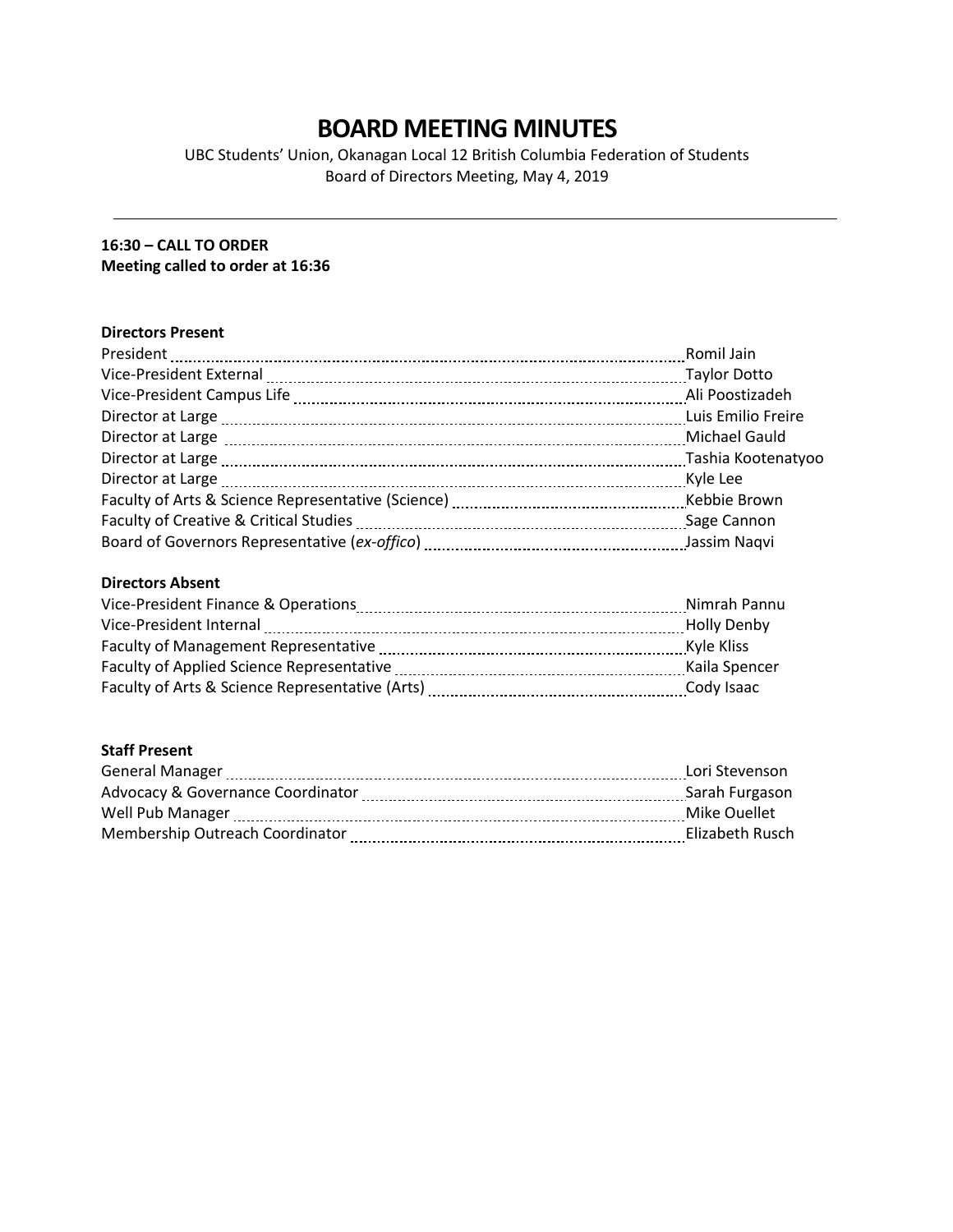# BOARD MEETING MINUTES

UBC Students' Union, Okanagan Local 12 British Columbia Federation of Students
Board of Directors Meeting, May 4, 2019

---

**16:30 – CALL TO ORDER**
**Meeting called to order at 16:36**

**Directors Present**

| | |
|---|---|
| President | Romil Jain |
| Vice-President External | Taylor Dotto |
| Vice-President Campus Life | Ali Poostizadeh |
| Director at Large | Luis Emilio Freire |
| Director at Large | Michael Gauld |
| Director at Large | Tashia Kootenatyoo |
| Director at Large | Kyle Lee |
| Faculty of Arts & Science Representative (Science) | Kebbie Brown |
| Faculty of Creative & Critical Studies | Sage Cannon |
| Board of Governors Representative (*ex-offico*) | Jassim Naqvi |

**Directors Absent**

| | |
|---|---|
| Vice-President Finance & Operations | Nimrah Pannu |
| Vice-President Internal | Holly Denby |
| Faculty of Management Representative | Kyle Kliss |
| Faculty of Applied Science Representative | Kaila Spencer |
| Faculty of Arts & Science Representative (Arts) | Cody Isaac |

**Staff Present**

| | |
|---|---|
| General Manager | Lori Stevenson |
| Advocacy & Governance Coordinator | Sarah Furgason |
| Well Pub Manager | Mike Ouellet |
| Membership Outreach Coordinator | Elizabeth Rusch |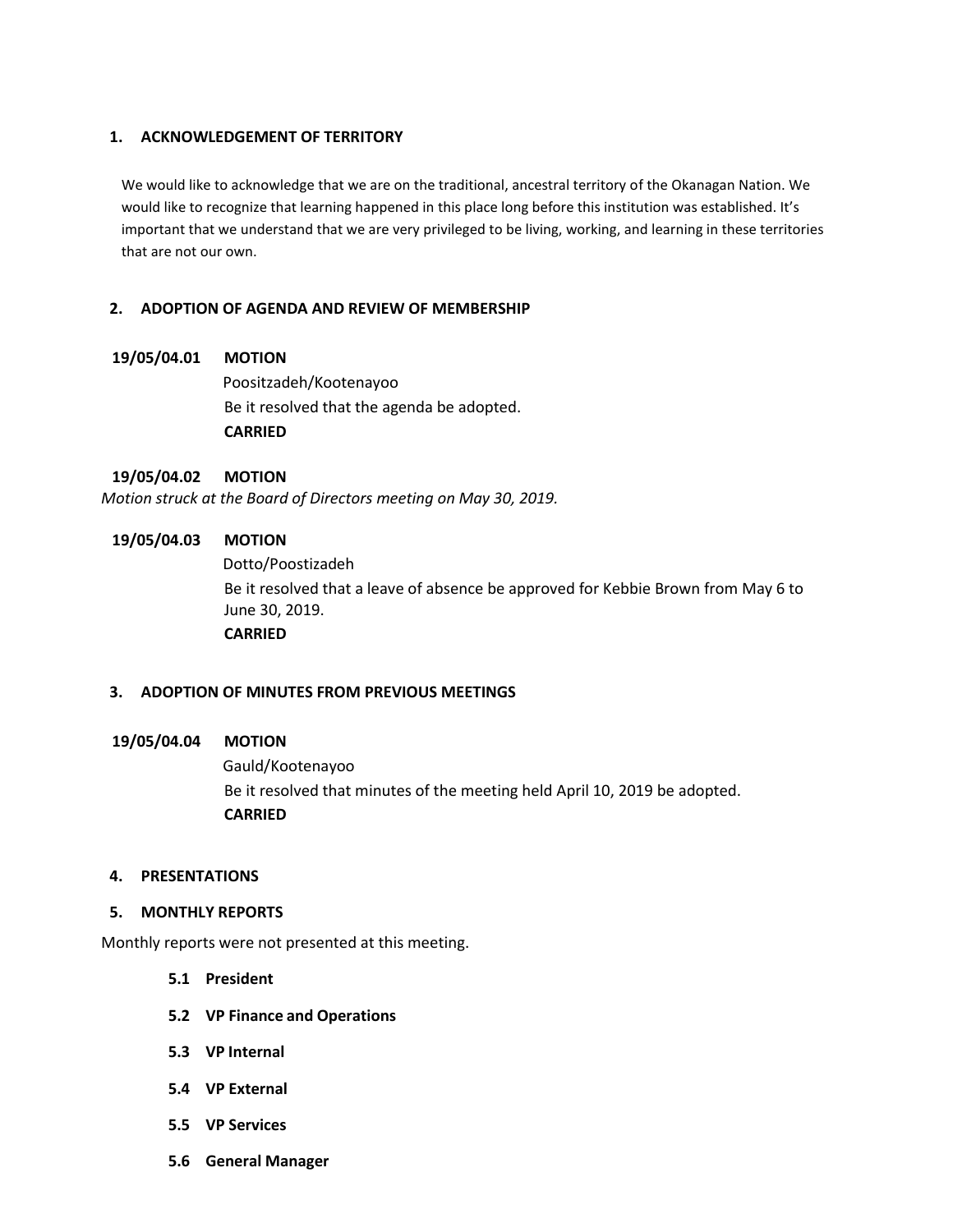## 1. ACKNOWLEDGEMENT OF TERRITORY

We would like to acknowledge that we are on the traditional, ancestral territory of the Okanagan Nation. We would like to recognize that learning happened in this place long before this institution was established. It's important that we understand that we are very privileged to be living, working, and learning in these territories that are not our own.

## 2. ADOPTION OF AGENDA AND REVIEW OF MEMBERSHIP

**19/05/04.01 MOTION**

Poositzadeh/Kootenayoo

Be it resolved that the agenda be adopted.

**CARRIED**

**19/05/04.02 MOTION**

*Motion struck at the Board of Directors meeting on May 30, 2019.*

**19/05/04.03 MOTION**

Dotto/Poostizadeh

Be it resolved that a leave of absence be approved for Kebbie Brown from May 6 to June 30, 2019.

**CARRIED**

## 3. ADOPTION OF MINUTES FROM PREVIOUS MEETINGS

**19/05/04.04 MOTION**

Gauld/Kootenayoo

Be it resolved that minutes of the meeting held April 10, 2019 be adopted.

**CARRIED**

## 4. PRESENTATIONS

## 5. MONTHLY REPORTS

Monthly reports were not presented at this meeting.

### 5.1 President

### 5.2 VP Finance and Operations

### 5.3 VP Internal

### 5.4 VP External

### 5.5 VP Services

### 5.6 General Manager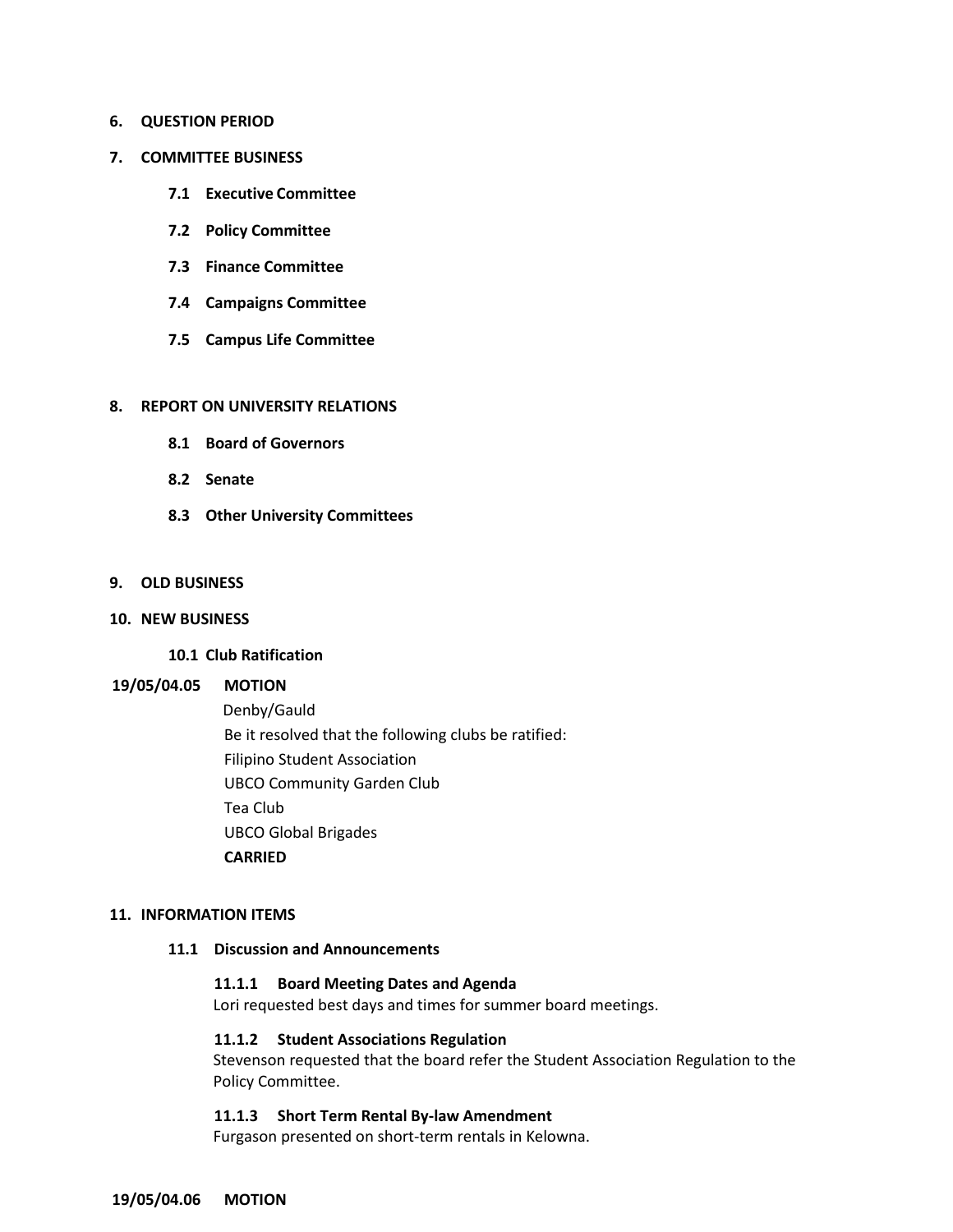**6. QUESTION PERIOD**

**7. COMMITTEE BUSINESS**

**7.1 Executive Committee**

**7.2 Policy Committee**

**7.3 Finance Committee**

**7.4 Campaigns Committee**

**7.5 Campus Life Committee**

**8. REPORT ON UNIVERSITY RELATIONS**

**8.1 Board of Governors**

**8.2 Senate**

**8.3 Other University Committees**

**9. OLD BUSINESS**

**10. NEW BUSINESS**

**10.1 Club Ratification**

**19/05/04.05 MOTION**

Denby/Gauld

Be it resolved that the following clubs be ratified:

Filipino Student Association

UBCO Community Garden Club

Tea Club

UBCO Global Brigades

**CARRIED**

**11. INFORMATION ITEMS**

**11.1 Discussion and Announcements**

**11.1.1 Board Meeting Dates and Agenda**

Lori requested best days and times for summer board meetings.

**11.1.2 Student Associations Regulation**

Stevenson requested that the board refer the Student Association Regulation to the Policy Committee.

**11.1.3 Short Term Rental By-law Amendment**

Furgason presented on short-term rentals in Kelowna.

**19/05/04.06 MOTION**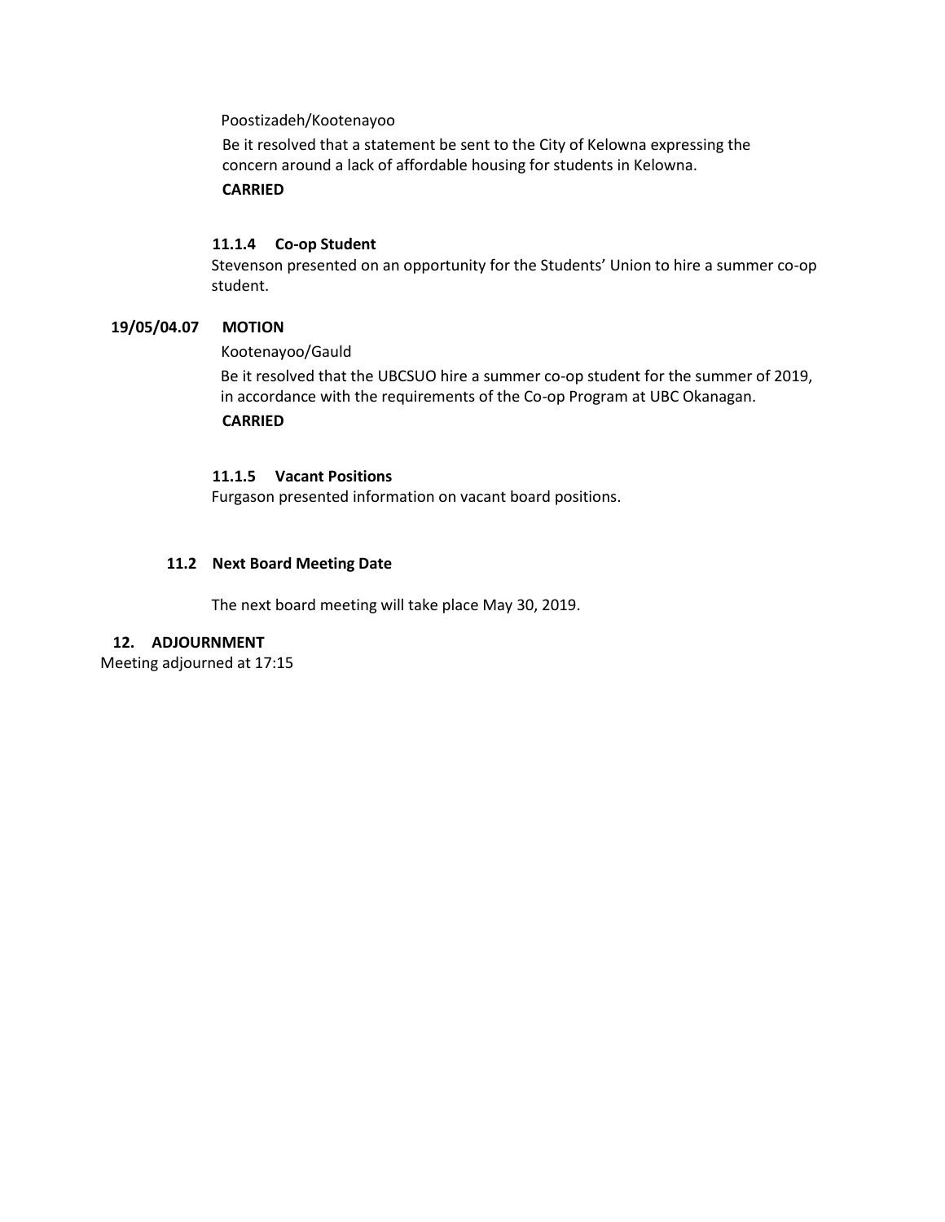Poostizadeh/Kootenayoo

Be it resolved that a statement be sent to the City of Kelowna expressing the concern around a lack of affordable housing for students in Kelowna.

**CARRIED**

**11.1.4 Co-op Student**

Stevenson presented on an opportunity for the Students' Union to hire a summer co-op student.

**19/05/04.07 MOTION**

Kootenayoo/Gauld

Be it resolved that the UBCSUO hire a summer co-op student for the summer of 2019, in accordance with the requirements of the Co-op Program at UBC Okanagan.

**CARRIED**

**11.1.5 Vacant Positions**

Furgason presented information on vacant board positions.

**11.2 Next Board Meeting Date**

The next board meeting will take place May 30, 2019.

**12. ADJOURNMENT**

Meeting adjourned at 17:15